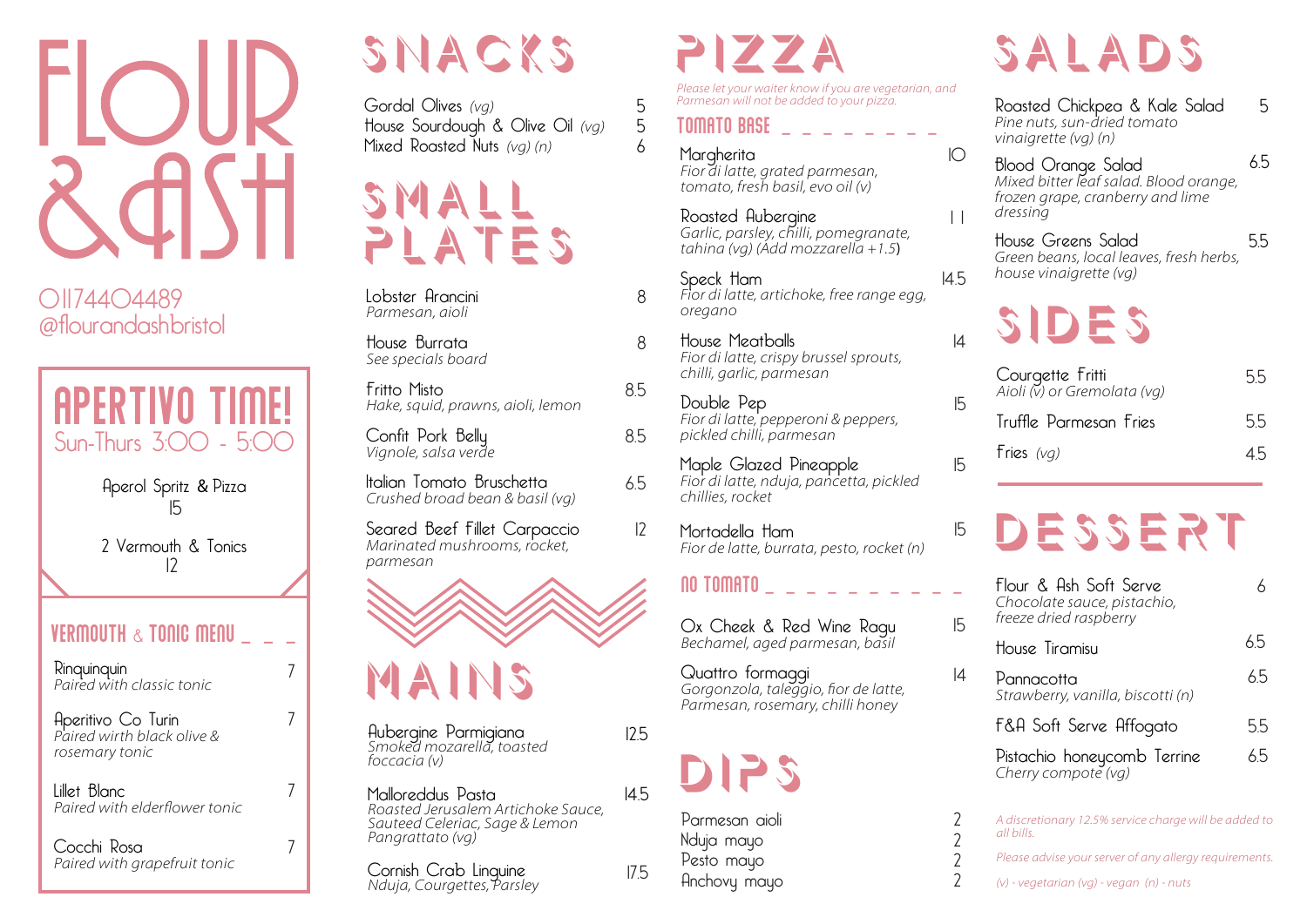# FLOUR & ASH

01174404489
@flourandashbristol

## APERTIVO TIME!
Sun-Thurs 3:00 - 5:00

Aperol Spritz & Pizza
15

2 Vermouth & Tonics
12

### VERMOUTH & TONIC MENU

Rinquinquin — 7
*Paired with classic tonic*

Aperitivo Co Turin — 7
*Paired wirth black olive & rosemary tonic*

Lillet Blanc — 7
*Paired with elderflower tonic*

Cocchi Rosa — 7
*Paired with grapefruit tonic*

## SNACKS

Gordal Olives *(vg)* — 5
House Sourdough & Olive Oil *(vg)* — 5
Mixed Roasted Nuts *(vg) (n)* — 6

## SMALL PLATES

Lobster Arancini — 8
*Parmesan, aioli*

House Burrata — 8
*See specials board*

Fritto Misto — 8.5
*Hake, squid, prawns, aioli, lemon*

Confit Pork Belly — 8.5
*Vignole, salsa verde*

Italian Tomato Bruschetta — 6.5
*Crushed broad bean & basil (vg)*

Seared Beef Fillet Carpaccio — 12
*Marinated mushrooms, rocket, parmesan*

## MAINS

Aubergine Parmigiana — 12.5
*Smoked mozarella, toasted foccacia (v)*

Malloreddus Pasta — 14.5
*Roasted Jerusalem Artichoke Sauce, Sauteed Celeriac, Sage & Lemon Pangrattato (vg)*

Cornish Crab Linguine — 17.5
*Nduja, Courgettes, Parsley*

## PIZZA

*Please let your waiter know if you are vegetarian, and Parmesan will not be added to your pizza.*

### TOMATO BASE

Margherita — 10
*Fior di latte, grated parmesan, tomato, fresh basil, evo oil (v)*

Roasted Aubergine — 11
*Garlic, parsley, chilli, pomegranate, tahina (vg) (Add mozzarella +1.5)*

Speck Ham — 14.5
*Fior di latte, artichoke, free range egg, oregano*

House Meatballs — 14
*Fior di latte, crispy brussel sprouts, chilli, garlic, parmesan*

Double Pep — 15
*Fior di latte, pepperoni & peppers, pickled chilli, parmesan*

Maple Glazed Pineapple — 15
*Fior di latte, nduja, pancetta, pickled chillies, rocket*

Mortadella Ham — 15
*Fior de latte, burrata, pesto, rocket (n)*

### NO TOMATO

Ox Cheek & Red Wine Ragu — 15
*Bechamel, aged parmesan, basil*

Quattro formaggi — 14
*Gorgonzola, taleggio, fior de latte, Parmesan, rosemary, chilli honey*

## DIPS

Parmesan aioli — 2
Nduja mayo — 2
Pesto mayo — 2
Anchovy mayo — 2

## SALADS

Roasted Chickpea & Kale Salad — 5
*Pine nuts, sun-dried tomato vinaigrette (vg) (n)*

Blood Orange Salad — 6.5
*Mixed bitter leaf salad. Blood orange, frozen grape, cranberry and lime dressing*

House Greens Salad — 5.5
*Green beans, local leaves, fresh herbs, house vinaigrette (vg)*

## SIDES

Courgette Fritti — 5.5
*Aioli (v) or Gremolata (vg)*

Truffle Parmesan Fries — 5.5

Fries *(vg)* — 4.5

## DESSERT

Flour & Ash Soft Serve — 6
*Chocolate sauce, pistachio, freeze dried raspberry*

House Tiramisu — 6.5

Pannacotta — 6.5
*Strawberry, vanilla, biscotti (n)*

F&A Soft Serve Affogato — 5.5

Pistachio honeycomb Terrine — 6.5
*Cherry compote (vg)*

*A discretionary 12.5% service charge will be added to all bills.*

*Please advise your server of any allergy requirements.*

*(v) - vegetarian (vg) - vegan (n) - nuts*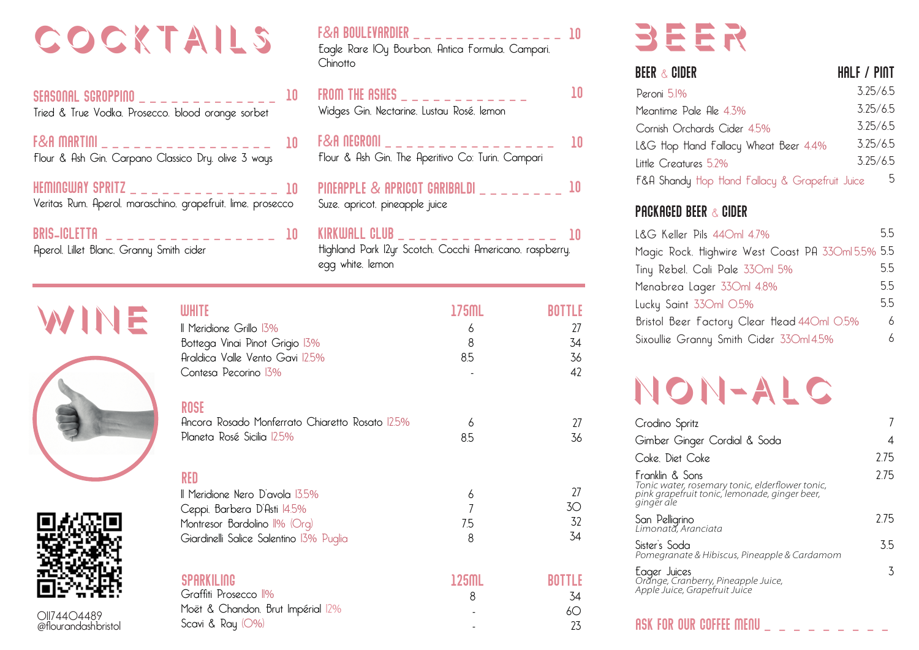# COCKTAILS

**SEASONAL SGROPPINO** — 10
Tried & True Vodka. Prosecco. blood orange sorbet

**F&A MARTINI** — 10
Flour & Ash Gin. Carpano Classico Dry. olive 3 ways

**HEMINGWAY SPRITZ** — 10
Veritas Rum. Aperol. maraschino. grapefruit. lime. prosecco

**BRIS-ICLETTA** — 10
Aperol. Lillet Blanc. Granny Smith cider

**F&A BOULEVARDIER** — 10
Eagle Rare 10y Bourbon. Antica Formula. Campari. Chinotto

**FROM THE ASHES** — 10
Widges Gin. Nectarine. Lustau Rosé. lemon

**F&A NEGRONI** — 10
Flour & Ash Gin. The Aperitivo Co: Turin. Campari

**PINEAPPLE & APRICOT GARIBALDI** — 10
Suze. apricot. pineapple juice

**KIRKWALL CLUB** — 10
Highland Park 12yr Scotch. Cocchi Americano. raspberry. egg white. lemon

# WINE

| WHITE | 175ML | BOTTLE |
|---|---|---|
| Il Meridione Grillo 13% | 6 | 27 |
| Bottega Vinai Pinot Grigio 13% | 8 | 34 |
| Araldica Valle Vento Gavi 12.5% | 8.5 | 36 |
| Contesa Pecorino 13% | - | 42 |

| ROSE | 175ML | BOTTLE |
|---|---|---|
| Ancora Rosado Monferrato Chiaretto Rosato 12.5% | 6 | 27 |
| Planeta Rosé Sicilia 12.5% | 8.5 | 36 |

| RED | 175ML | BOTTLE |
|---|---|---|
| Il Meridione Nero D'avola 13.5% | 6 | 27 |
| Ceppi. Barbera D'Asti 14.5% | 7 | 30 |
| Montresor Bardolino 11% (Org) | 7.5 | 32 |
| Giardinelli Salice Salentino 13% Puglia | 8 | 34 |

| SPARKILING | 125ML | BOTTLE |
|---|---|---|
| Graffiti Prosecco 11% | 8 | 34 |
| Moët & Chandon. Brut Impérial 12% | - | 60 |
| Scavi & Ray (0%) | - | 23 |

01174404489
@flourandashbristol

# BEER

| BEER & CIDER | HALF / PINT |
|---|---|
| Peroni 5.1% | 3.25/6.5 |
| Meantime Pale Ale 4.3% | 3.25/6.5 |
| Cornish Orchards Cider 4.5% | 3.25/6.5 |
| L&G Hop Hand Fallacy Wheat Beer 4.4% | 3.25/6.5 |
| Little Creatures 5.2% | 3.25/6.5 |
| F&A Shandy Hop Hand Fallacy & Grapefruit Juice | 5 |

| PACKAGED BEER & CIDER | |
|---|---|
| L&G Keller Pils 440ml 4.7% | 5.5 |
| Magic Rock. Highwire West Coast PA 330ml 5.5% | 5.5 |
| Tiny Rebel. Cali Pale 330ml 5% | 5.5 |
| Menabrea Lager 330ml 4.8% | 5.5 |
| Lucky Saint 330ml 0.5% | 5.5 |
| Bristol Beer Factory Clear Head 440ml 0.5% | 6 |
| Sixoullie Granny Smith Cider 330ml 4.5% | 6 |

# NON-ALC

| | |
|---|---|
| Crodino Spritz | 7 |
| Gimber Ginger Cordial & Soda | 4 |
| Coke. Diet Coke | 2.75 |
| Franklin & Sons<br>*Tonic water, rosemary tonic, elderflower tonic, pink grapefruit tonic, lemonade, ginger beer, ginger ale* | 2.75 |
| San Pelligrino<br>*Limonata, Aranciata* | 2.75 |
| Sister's Soda<br>*Pomegranate & Hibiscus, Pineapple & Cardamom* | 3.5 |
| Eager Juices<br>*Orange, Cranberry, Pineapple Juice, Apple Juice, Grapefruit Juice* | 3 |

**ASK FOR OUR COFFEE MENU**